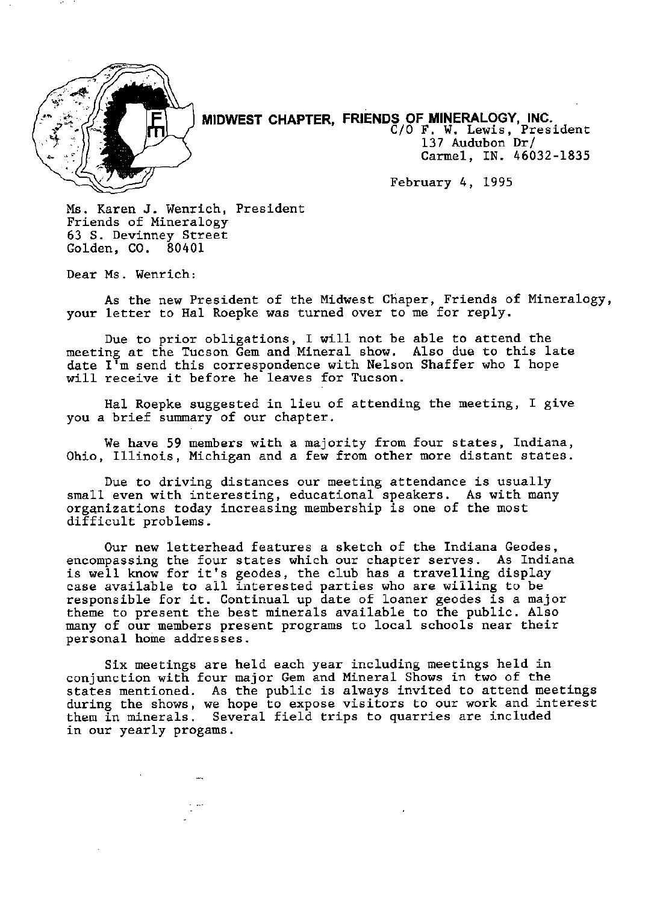**MIDWEST CHAPTER, FRIENDS OF MINERALOGY, INC.**
C/O F. W. Lewis, President
137 Audubon Dr/
Carmel, IN. 46032-1835

February 4, 1995

Ms. Karen J. Wenrich, President
Friends of Mineralogy
63 S. Devinney Street
Golden, CO. 80401

Dear Ms. Wenrich:

As the new President of the Midwest Chaper, Friends of Mineralogy, your letter to Hal Roepke was turned over to me for reply.

Due to prior obligations, I will not be able to attend the meeting at the Tucson Gem and Mineral show. Also due to this late date I'm send this correspondence with Nelson Shaffer who I hope will receive it before he leaves for Tucson.

Hal Roepke suggested in lieu of attending the meeting, I give you a brief summary of our chapter.

We have 59 members with a majority from four states, Indiana, Ohio, Illinois, Michigan and a few from other more distant states.

Due to driving distances our meeting attendance is usually small even with interesting, educational speakers. As with many organizations today increasing membership is one of the most difficult problems.

Our new letterhead features a sketch of the Indiana Geodes, encompassing the four states which our chapter serves. As Indiana is well know for it's geodes, the club has a travelling display case available to all interested parties who are willing to be responsible for it. Continual up date of loaner geodes is a major theme to present the best minerals available to the public. Also many of our members present programs to local schools near their personal home addresses.

Six meetings are held each year including meetings held in conjunction with four major Gem and Mineral Shows in two of the states mentioned. As the public is always invited to attend meetings during the shows, we hope to expose visitors to our work and interest them in minerals. Several field trips to quarries are included in our yearly progams.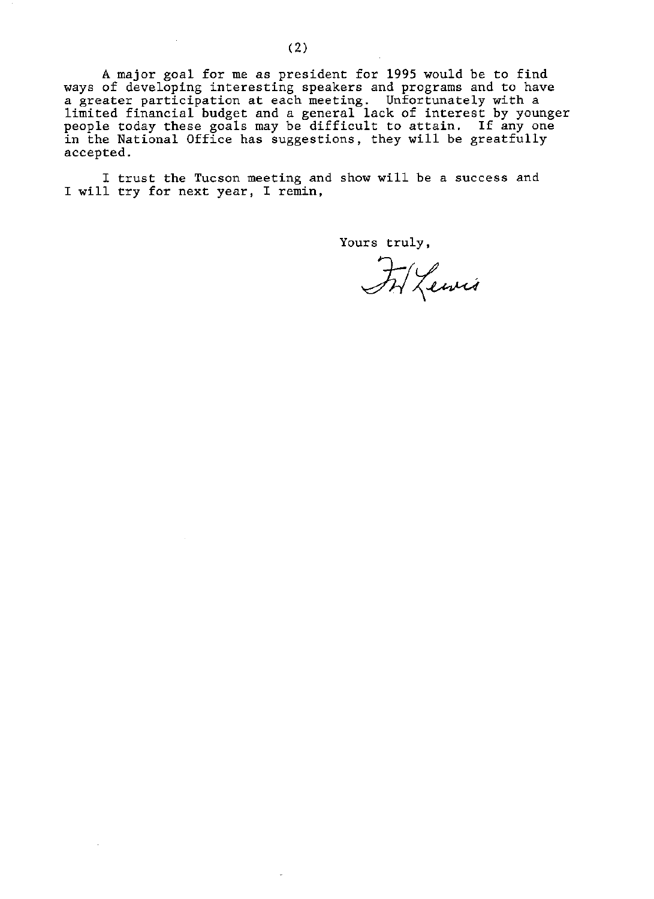A major goal for me as president for 1995 would be to find ways of developing interesting speakers and programs and to have a greater participation at each meeting. Unfortunately with a limited financial budget and a general lack of interest by younger people today these goals may be difficult to attain. If any one in the National Office has suggestions, they will be greatfully accepted.

I trust the Tucson meeting and show will be a success and I will try for next year, I remin,

Yours truly,

FH Lewis